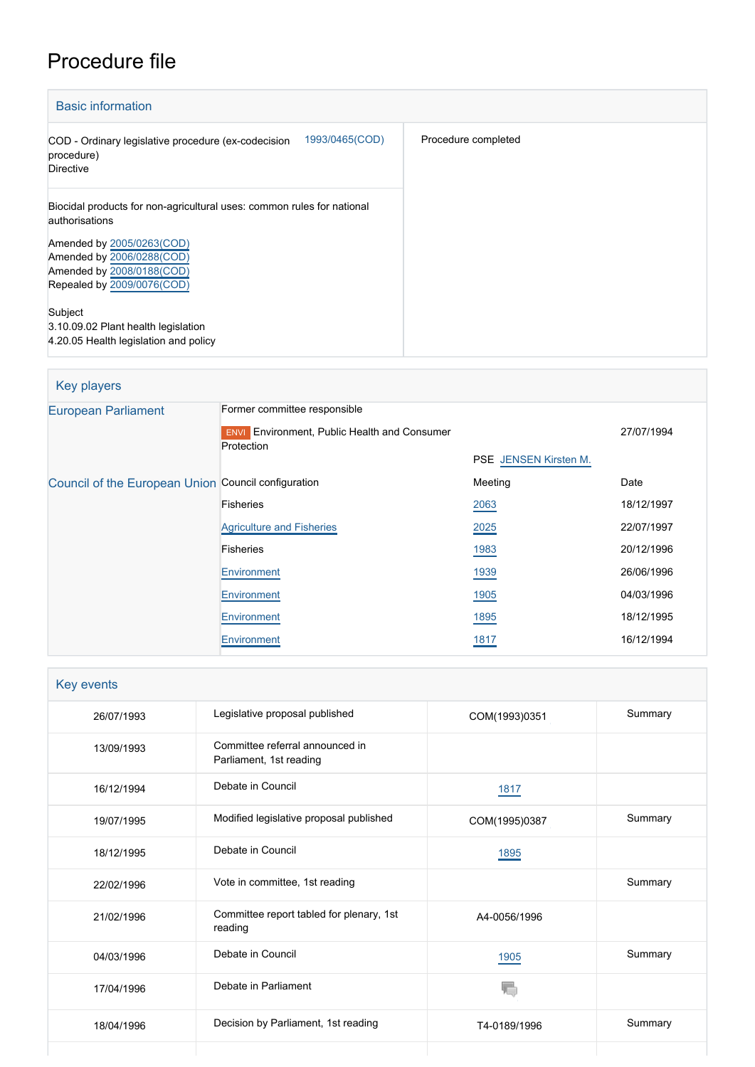# Procedure file

## Basic information

| | |
|---|---|
| COD - Ordinary legislative procedure (ex-codecision procedure)<br>Directive | 1993/0465(COD) |
| Procedure completed | |

Biocidal products for non-agricultural uses: common rules for national authorisations

Amended by 2005/0263(COD)
Amended by 2006/0288(COD)
Amended by 2008/0188(COD)
Repealed by 2009/0076(COD)

Subject
3.10.09.02 Plant health legislation
4.20.05 Health legislation and policy

## Key players

| | | | |
|---|---|---|---|
| European Parliament | Former committee responsible | | |
| | ENVI Environment, Public Health and Consumer Protection | | 27/07/1994 |
| | | PSE JENSEN Kirsten M. | |
| Council of the European Union | Council configuration | Meeting | Date |
| | Fisheries | 2063 | 18/12/1997 |
| | Agriculture and Fisheries | 2025 | 22/07/1997 |
| | Fisheries | 1983 | 20/12/1996 |
| | Environment | 1939 | 26/06/1996 |
| | Environment | 1905 | 04/03/1996 |
| | Environment | 1895 | 18/12/1995 |
| | Environment | 1817 | 16/12/1994 |

## Key events

| | | | |
|---|---|---|---|
| 26/07/1993 | Legislative proposal published | COM(1993)0351 | Summary |
| 13/09/1993 | Committee referral announced in Parliament, 1st reading | | |
| 16/12/1994 | Debate in Council | 1817 | |
| 19/07/1995 | Modified legislative proposal published | COM(1995)0387 | Summary |
| 18/12/1995 | Debate in Council | 1895 | |
| 22/02/1996 | Vote in committee, 1st reading | | Summary |
| 21/02/1996 | Committee report tabled for plenary, 1st reading | A4-0056/1996 | |
| 04/03/1996 | Debate in Council | 1905 | Summary |
| 17/04/1996 | Debate in Parliament | | |
| 18/04/1996 | Decision by Parliament, 1st reading | T4-0189/1996 | Summary |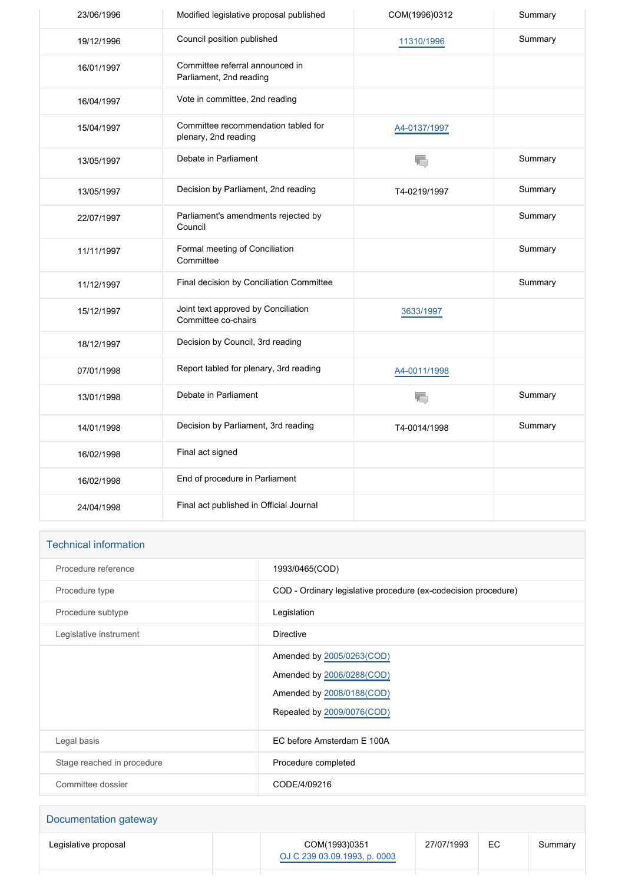| | | | |
|---|---|---|---|
| 23/06/1996 | Modified legislative proposal published | COM(1996)0312 | Summary |
| 19/12/1996 | Council position published | 11310/1996 | Summary |
| 16/01/1997 | Committee referral announced in Parliament, 2nd reading | | |
| 16/04/1997 | Vote in committee, 2nd reading | | |
| 15/04/1997 | Committee recommendation tabled for plenary, 2nd reading | A4-0137/1997 | |
| 13/05/1997 | Debate in Parliament | | Summary |
| 13/05/1997 | Decision by Parliament, 2nd reading | T4-0219/1997 | Summary |
| 22/07/1997 | Parliament's amendments rejected by Council | | Summary |
| 11/11/1997 | Formal meeting of Conciliation Committee | | Summary |
| 11/12/1997 | Final decision by Conciliation Committee | | Summary |
| 15/12/1997 | Joint text approved by Conciliation Committee co-chairs | 3633/1997 | |
| 18/12/1997 | Decision by Council, 3rd reading | | |
| 07/01/1998 | Report tabled for plenary, 3rd reading | A4-0011/1998 | |
| 13/01/1998 | Debate in Parliament | | Summary |
| 14/01/1998 | Decision by Parliament, 3rd reading | T4-0014/1998 | Summary |
| 16/02/1998 | Final act signed | | |
| 16/02/1998 | End of procedure in Parliament | | |
| 24/04/1998 | Final act published in Official Journal | | |

## Technical information

| | |
|---|---|
| Procedure reference | 1993/0465(COD) |
| Procedure type | COD - Ordinary legislative procedure (ex-codecision procedure) |
| Procedure subtype | Legislation |
| Legislative instrument | Directive |
| | Amended by 2005/0263(COD)<br>Amended by 2006/0288(COD)<br>Amended by 2008/0188(COD)<br>Repealed by 2009/0076(COD) |
| Legal basis | EC before Amsterdam E 100A |
| Stage reached in procedure | Procedure completed |
| Committee dossier | CODE/4/09216 |

## Documentation gateway

| | | | | | |
|---|---|---|---|---|---|
| Legislative proposal | | COM(1993)0351<br>OJ C 239 03.09.1993, p. 0003 | 27/07/1993 | EC | Summary |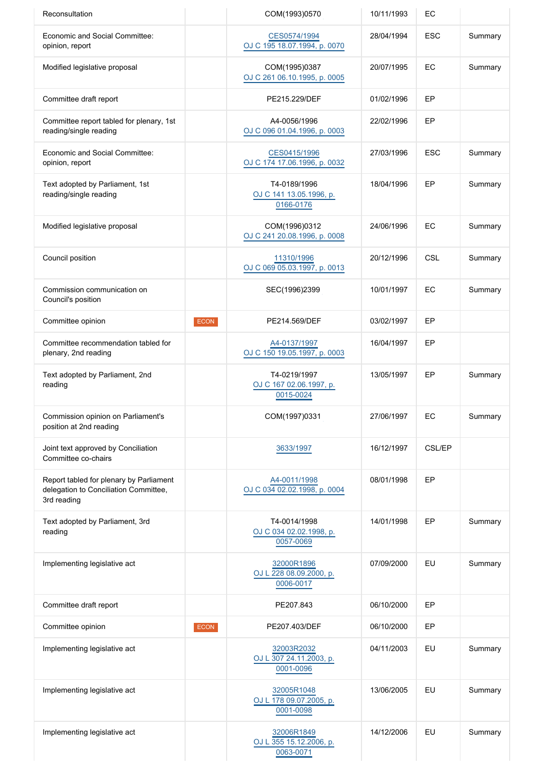| | | | | | |
|---|---|---|---|---|---|
| Reconsultation | | COM(1993)0570 | 10/11/1993 | EC | |
| Economic and Social Committee: opinion, report | | CES0574/1994<br>OJ C 195 18.07.1994, p. 0070 | 28/04/1994 | ESC | Summary |
| Modified legislative proposal | | COM(1995)0387<br>OJ C 261 06.10.1995, p. 0005 | 20/07/1995 | EC | Summary |
| Committee draft report | | PE215.229/DEF | 01/02/1996 | EP | |
| Committee report tabled for plenary, 1st reading/single reading | | A4-0056/1996<br>OJ C 096 01.04.1996, p. 0003 | 22/02/1996 | EP | |
| Economic and Social Committee: opinion, report | | CES0415/1996<br>OJ C 174 17.06.1996, p. 0032 | 27/03/1996 | ESC | Summary |
| Text adopted by Parliament, 1st reading/single reading | | T4-0189/1996<br>OJ C 141 13.05.1996, p. 0166-0176 | 18/04/1996 | EP | Summary |
| Modified legislative proposal | | COM(1996)0312<br>OJ C 241 20.08.1996, p. 0008 | 24/06/1996 | EC | Summary |
| Council position | | 11310/1996<br>OJ C 069 05.03.1997, p. 0013 | 20/12/1996 | CSL | Summary |
| Commission communication on Council's position | | SEC(1996)2399 | 10/01/1997 | EC | Summary |
| Committee opinion | ECON | PE214.569/DEF | 03/02/1997 | EP | |
| Committee recommendation tabled for plenary, 2nd reading | | A4-0137/1997<br>OJ C 150 19.05.1997, p. 0003 | 16/04/1997 | EP | |
| Text adopted by Parliament, 2nd reading | | T4-0219/1997<br>OJ C 167 02.06.1997, p. 0015-0024 | 13/05/1997 | EP | Summary |
| Commission opinion on Parliament's position at 2nd reading | | COM(1997)0331 | 27/06/1997 | EC | Summary |
| Joint text approved by Conciliation Committee co-chairs | | 3633/1997 | 16/12/1997 | CSL/EP | |
| Report tabled for plenary by Parliament delegation to Conciliation Committee, 3rd reading | | A4-0011/1998<br>OJ C 034 02.02.1998, p. 0004 | 08/01/1998 | EP | |
| Text adopted by Parliament, 3rd reading | | T4-0014/1998<br>OJ C 034 02.02.1998, p. 0057-0069 | 14/01/1998 | EP | Summary |
| Implementing legislative act | | 32000R1896<br>OJ L 228 08.09.2000, p. 0006-0017 | 07/09/2000 | EU | Summary |
| Committee draft report | | PE207.843 | 06/10/2000 | EP | |
| Committee opinion | ECON | PE207.403/DEF | 06/10/2000 | EP | |
| Implementing legislative act | | 32003R2032<br>OJ L 307 24.11.2003, p. 0001-0096 | 04/11/2003 | EU | Summary |
| Implementing legislative act | | 32005R1048<br>OJ L 178 09.07.2005, p. 0001-0098 | 13/06/2005 | EU | Summary |
| Implementing legislative act | | 32006R1849<br>OJ L 355 15.12.2006, p. 0063-0071 | 14/12/2006 | EU | Summary |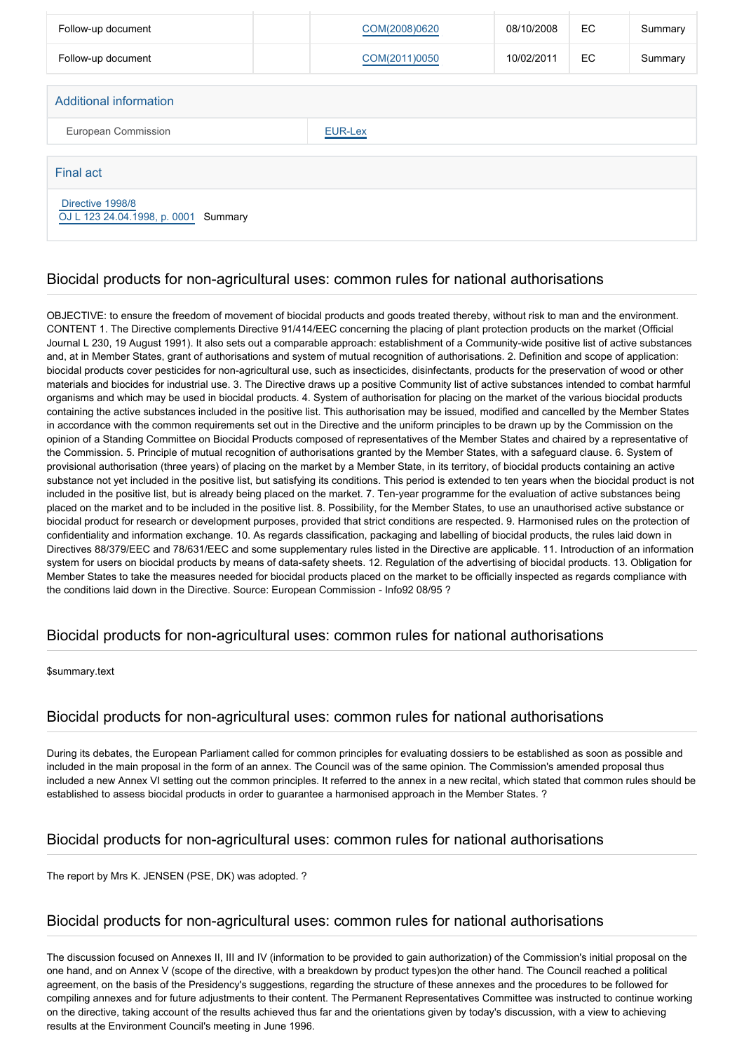| Follow-up document | | COM(2008)0620 | 08/10/2008 | EC | Summary |
| --- | --- | --- | --- | --- | --- |
| Follow-up document | | COM(2011)0050 | 10/02/2011 | EC | Summary |

## Additional information

| European Commission | EUR-Lex |
| --- | --- |

## Final act

Directive 1998/8
OJ L 123 24.04.1998, p. 0001 Summary

## Biocidal products for non-agricultural uses: common rules for national authorisations

OBJECTIVE: to ensure the freedom of movement of biocidal products and goods treated thereby, without risk to man and the environment. CONTENT 1. The Directive complements Directive 91/414/EEC concerning the placing of plant protection products on the market (Official Journal L 230, 19 August 1991). It also sets out a comparable approach: establishment of a Community-wide positive list of active substances and, at in Member States, grant of authorisations and system of mutual recognition of authorisations. 2. Definition and scope of application: biocidal products cover pesticides for non-agricultural use, such as insecticides, disinfectants, products for the preservation of wood or other materials and biocides for industrial use. 3. The Directive draws up a positive Community list of active substances intended to combat harmful organisms and which may be used in biocidal products. 4. System of authorisation for placing on the market of the various biocidal products containing the active substances included in the positive list. This authorisation may be issued, modified and cancelled by the Member States in accordance with the common requirements set out in the Directive and the uniform principles to be drawn up by the Commission on the opinion of a Standing Committee on Biocidal Products composed of representatives of the Member States and chaired by a representative of the Commission. 5. Principle of mutual recognition of authorisations granted by the Member States, with a safeguard clause. 6. System of provisional authorisation (three years) of placing on the market by a Member State, in its territory, of biocidal products containing an active substance not yet included in the positive list, but satisfying its conditions. This period is extended to ten years when the biocidal product is not included in the positive list, but is already being placed on the market. 7. Ten-year programme for the evaluation of active substances being placed on the market and to be included in the positive list. 8. Possibility, for the Member States, to use an unauthorised active substance or biocidal product for research or development purposes, provided that strict conditions are respected. 9. Harmonised rules on the protection of confidentiality and information exchange. 10. As regards classification, packaging and labelling of biocidal products, the rules laid down in Directives 88/379/EEC and 78/631/EEC and some supplementary rules listed in the Directive are applicable. 11. Introduction of an information system for users on biocidal products by means of data-safety sheets. 12. Regulation of the advertising of biocidal products. 13. Obligation for Member States to take the measures needed for biocidal products placed on the market to be officially inspected as regards compliance with the conditions laid down in the Directive. Source: European Commission - Info92 08/95 ?

## Biocidal products for non-agricultural uses: common rules for national authorisations

$summary.text

## Biocidal products for non-agricultural uses: common rules for national authorisations

During its debates, the European Parliament called for common principles for evaluating dossiers to be established as soon as possible and included in the main proposal in the form of an annex. The Council was of the same opinion. The Commission's amended proposal thus included a new Annex VI setting out the common principles. It referred to the annex in a new recital, which stated that common rules should be established to assess biocidal products in order to guarantee a harmonised approach in the Member States. ?

## Biocidal products for non-agricultural uses: common rules for national authorisations

The report by Mrs K. JENSEN (PSE, DK) was adopted. ?

## Biocidal products for non-agricultural uses: common rules for national authorisations

The discussion focused on Annexes II, III and IV (information to be provided to gain authorization) of the Commission's initial proposal on the one hand, and on Annex V (scope of the directive, with a breakdown by product types)on the other hand. The Council reached a political agreement, on the basis of the Presidency's suggestions, regarding the structure of these annexes and the procedures to be followed for compiling annexes and for future adjustments to their content. The Permanent Representatives Committee was instructed to continue working on the directive, taking account of the results achieved thus far and the orientations given by today's discussion, with a view to achieving results at the Environment Council's meeting in June 1996.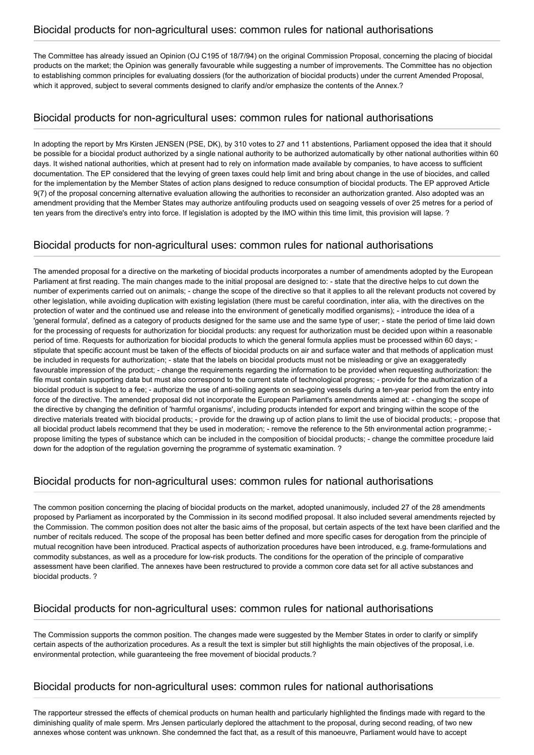## Biocidal products for non-agricultural uses: common rules for national authorisations

The Committee has already issued an Opinion (OJ C195 of 18/7/94) on the original Commission Proposal, concerning the placing of biocidal products on the market; the Opinion was generally favourable while suggesting a number of improvements. The Committee has no objection to establishing common principles for evaluating dossiers (for the authorization of biocidal products) under the current Amended Proposal, which it approved, subject to several comments designed to clarify and/or emphasize the contents of the Annex.?

## Biocidal products for non-agricultural uses: common rules for national authorisations

In adopting the report by Mrs Kirsten JENSEN (PSE, DK), by 310 votes to 27 and 11 abstentions, Parliament opposed the idea that it should be possible for a biocidal product authorized by a single national authority to be authorized automatically by other national authorities within 60 days. It wished national authorities, which at present had to rely on information made available by companies, to have access to sufficient documentation. The EP considered that the levying of green taxes could help limit and bring about change in the use of biocides, and called for the implementation by the Member States of action plans designed to reduce consumption of biocidal products. The EP approved Article 9(7) of the proposal concerning alternative evaluation allowing the authorities to reconsider an authorization granted. Also adopted was an amendment providing that the Member States may authorize antifouling products used on seagoing vessels of over 25 metres for a period of ten years from the directive's entry into force. If legislation is adopted by the IMO within this time limit, this provision will lapse. ?

## Biocidal products for non-agricultural uses: common rules for national authorisations

The amended proposal for a directive on the marketing of biocidal products incorporates a number of amendments adopted by the European Parliament at first reading. The main changes made to the initial proposal are designed to: - state that the directive helps to cut down the number of experiments carried out on animals; - change the scope of the directive so that it applies to all the relevant products not covered by other legislation, while avoiding duplication with existing legislation (there must be careful coordination, inter alia, with the directives on the protection of water and the continued use and release into the environment of genetically modified organisms); - introduce the idea of a 'general formula', defined as a category of products designed for the same use and the same type of user; - state the period of time laid down for the processing of requests for authorization for biocidal products: any request for authorization must be decided upon within a reasonable period of time. Requests for authorization for biocidal products to which the general formula applies must be processed within 60 days; - stipulate that specific account must be taken of the effects of biocidal products on air and surface water and that methods of application must be included in requests for authorization; - state that the labels on biocidal products must not be misleading or give an exaggeratedly favourable impression of the product; - change the requirements regarding the information to be provided when requesting authorization: the file must contain supporting data but must also correspond to the current state of technological progress; - provide for the authorization of a biocidal product is subject to a fee; - authorize the use of anti-soiling agents on sea-going vessels during a ten-year period from the entry into force of the directive. The amended proposal did not incorporate the European Parliament's amendments aimed at: - changing the scope of the directive by changing the definition of 'harmful organisms', including products intended for export and bringing within the scope of the directive materials treated with biocidal products; - provide for the drawing up of action plans to limit the use of biocidal products; - propose that all biocidal product labels recommend that they be used in moderation; - remove the reference to the 5th environmental action programme; - propose limiting the types of substance which can be included in the composition of biocidal products; - change the committee procedure laid down for the adoption of the regulation governing the programme of systematic examination. ?

## Biocidal products for non-agricultural uses: common rules for national authorisations

The common position concerning the placing of biocidal products on the market, adopted unanimously, included 27 of the 28 amendments proposed by Parliament as incorporated by the Commission in its second modified proposal. It also included several amendments rejected by the Commission. The common position does not alter the basic aims of the proposal, but certain aspects of the text have been clarified and the number of recitals reduced. The scope of the proposal has been better defined and more specific cases for derogation from the principle of mutual recognition have been introduced. Practical aspects of authorization procedures have been introduced, e.g. frame-formulations and commodity substances, as well as a procedure for low-risk products. The conditions for the operation of the principle of comparative assessment have been clarified. The annexes have been restructured to provide a common core data set for all active substances and biocidal products. ?

## Biocidal products for non-agricultural uses: common rules for national authorisations

The Commission supports the common position. The changes made were suggested by the Member States in order to clarify or simplify certain aspects of the authorization procedures. As a result the text is simpler but still highlights the main objectives of the proposal, i.e. environmental protection, while guaranteeing the free movement of biocidal products.?

## Biocidal products for non-agricultural uses: common rules for national authorisations

The rapporteur stressed the effects of chemical products on human health and particularly highlighted the findings made with regard to the diminishing quality of male sperm. Mrs Jensen particularly deplored the attachment to the proposal, during second reading, of two new annexes whose content was unknown. She condemned the fact that, as a result of this manoeuvre, Parliament would have to accept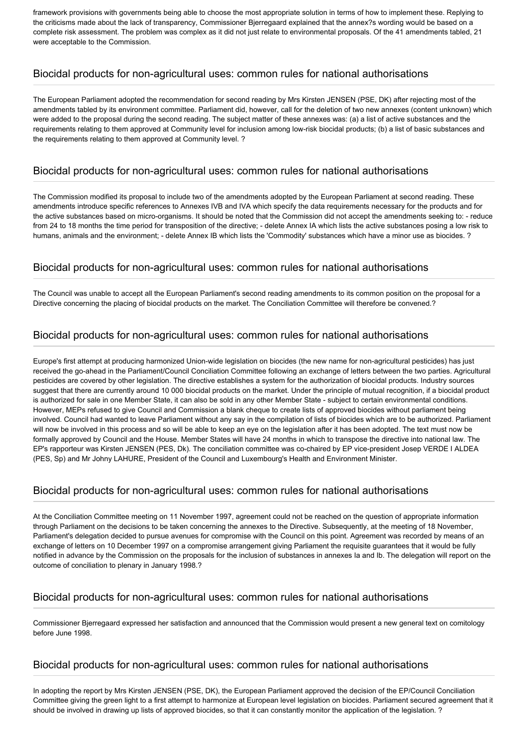framework provisions with governments being able to choose the most appropriate solution in terms of how to implement these. Replying to the criticisms made about the lack of transparency, Commissioner Bjerregaard explained that the annex?s wording would be based on a complete risk assessment. The problem was complex as it did not just relate to environmental proposals. Of the 41 amendments tabled, 21 were acceptable to the Commission.

## Biocidal products for non-agricultural uses: common rules for national authorisations

The European Parliament adopted the recommendation for second reading by Mrs Kirsten JENSEN (PSE, DK) after rejecting most of the amendments tabled by its environment committee. Parliament did, however, call for the deletion of two new annexes (content unknown) which were added to the proposal during the second reading. The subject matter of these annexes was: (a) a list of active substances and the requirements relating to them approved at Community level for inclusion among low-risk biocidal products; (b) a list of basic substances and the requirements relating to them approved at Community level. ?

## Biocidal products for non-agricultural uses: common rules for national authorisations

The Commission modified its proposal to include two of the amendments adopted by the European Parliament at second reading. These amendments introduce specific references to Annexes IVB and IVA which specify the data requirements necessary for the products and for the active substances based on micro-organisms. It should be noted that the Commission did not accept the amendments seeking to: - reduce from 24 to 18 months the time period for transposition of the directive; - delete Annex IA which lists the active substances posing a low risk to humans, animals and the environment; - delete Annex IB which lists the 'Commodity' substances which have a minor use as biocides. ?

## Biocidal products for non-agricultural uses: common rules for national authorisations

The Council was unable to accept all the European Parliament's second reading amendments to its common position on the proposal for a Directive concerning the placing of biocidal products on the market. The Conciliation Committee will therefore be convened.?

## Biocidal products for non-agricultural uses: common rules for national authorisations

Europe's first attempt at producing harmonized Union-wide legislation on biocides (the new name for non-agricultural pesticides) has just received the go-ahead in the Parliament/Council Conciliation Committee following an exchange of letters between the two parties. Agricultural pesticides are covered by other legislation. The directive establishes a system for the authorization of biocidal products. Industry sources suggest that there are currently around 10 000 biocidal products on the market. Under the principle of mutual recognition, if a biocidal product is authorized for sale in one Member State, it can also be sold in any other Member State - subject to certain environmental conditions. However, MEPs refused to give Council and Commission a blank cheque to create lists of approved biocides without parliament being involved. Council had wanted to leave Parliament without any say in the compilation of lists of biocides which are to be authorized. Parliament will now be involved in this process and so will be able to keep an eye on the legislation after it has been adopted. The text must now be formally approved by Council and the House. Member States will have 24 months in which to transpose the directive into national law. The EP's rapporteur was Kirsten JENSEN (PES, Dk). The conciliation committee was co-chaired by EP vice-president Josep VERDE I ALDEA (PES, Sp) and Mr Johny LAHURE, President of the Council and Luxembourg's Health and Environment Minister.

## Biocidal products for non-agricultural uses: common rules for national authorisations

At the Conciliation Committee meeting on 11 November 1997, agreement could not be reached on the question of appropriate information through Parliament on the decisions to be taken concerning the annexes to the Directive. Subsequently, at the meeting of 18 November, Parliament's delegation decided to pursue avenues for compromise with the Council on this point. Agreement was recorded by means of an exchange of letters on 10 December 1997 on a compromise arrangement giving Parliament the requisite guarantees that it would be fully notified in advance by the Commission on the proposals for the inclusion of substances in annexes Ia and Ib. The delegation will report on the outcome of conciliation to plenary in January 1998.?

## Biocidal products for non-agricultural uses: common rules for national authorisations

Commissioner Bjerregaard expressed her satisfaction and announced that the Commission would present a new general text on comitology before June 1998.

## Biocidal products for non-agricultural uses: common rules for national authorisations

In adopting the report by Mrs Kirsten JENSEN (PSE, DK), the European Parliament approved the decision of the EP/Council Conciliation Committee giving the green light to a first attempt to harmonize at European level legislation on biocides. Parliament secured agreement that it should be involved in drawing up lists of approved biocides, so that it can constantly monitor the application of the legislation. ?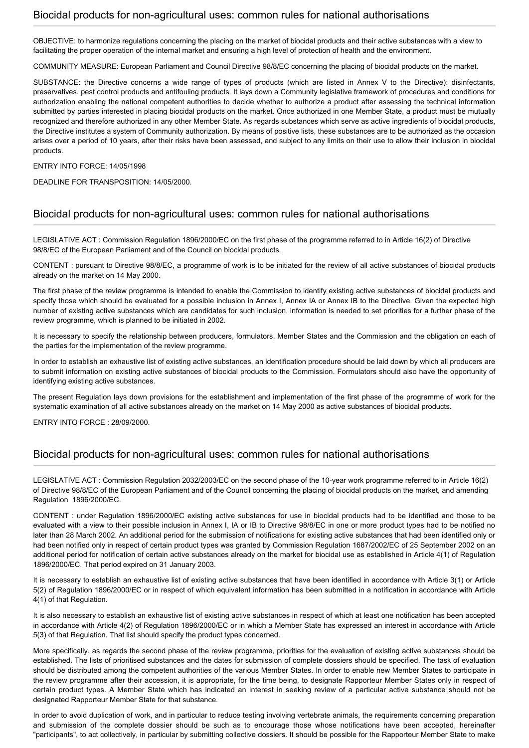## Biocidal products for non-agricultural uses: common rules for national authorisations

OBJECTIVE: to harmonize regulations concerning the placing on the market of biocidal products and their active substances with a view to facilitating the proper operation of the internal market and ensuring a high level of protection of health and the environment.

COMMUNITY MEASURE: European Parliament and Council Directive 98/8/EC concerning the placing of biocidal products on the market.

SUBSTANCE: the Directive concerns a wide range of types of products (which are listed in Annex V to the Directive): disinfectants, preservatives, pest control products and antifouling products. It lays down a Community legislative framework of procedures and conditions for authorization enabling the national competent authorities to decide whether to authorize a product after assessing the technical information submitted by parties interested in placing biocidal products on the market. Once authorized in one Member State, a product must be mutually recognized and therefore authorized in any other Member State. As regards substances which serve as active ingredients of biocidal products, the Directive institutes a system of Community authorization. By means of positive lists, these substances are to be authorized as the occasion arises over a period of 10 years, after their risks have been assessed, and subject to any limits on their use to allow their inclusion in biocidal products.

ENTRY INTO FORCE: 14/05/1998

DEADLINE FOR TRANSPOSITION: 14/05/2000.

## Biocidal products for non-agricultural uses: common rules for national authorisations

LEGISLATIVE ACT : Commission Regulation 1896/2000/EC on the first phase of the programme referred to in Article 16(2) of Directive 98/8/EC of the European Parliament and of the Council on biocidal products.

CONTENT : pursuant to Directive 98/8/EC, a programme of work is to be initiated for the review of all active substances of biocidal products already on the market on 14 May 2000.

The first phase of the review programme is intended to enable the Commission to identify existing active substances of biocidal products and specify those which should be evaluated for a possible inclusion in Annex I, Annex IA or Annex IB to the Directive. Given the expected high number of existing active substances which are candidates for such inclusion, information is needed to set priorities for a further phase of the review programme, which is planned to be initiated in 2002.

It is necessary to specify the relationship between producers, formulators, Member States and the Commission and the obligation on each of the parties for the implementation of the review programme.

In order to establish an exhaustive list of existing active substances, an identification procedure should be laid down by which all producers are to submit information on existing active substances of biocidal products to the Commission. Formulators should also have the opportunity of identifying existing active substances.

The present Regulation lays down provisions for the establishment and implementation of the first phase of the programme of work for the systematic examination of all active substances already on the market on 14 May 2000 as active substances of biocidal products.

ENTRY INTO FORCE : 28/09/2000.

## Biocidal products for non-agricultural uses: common rules for national authorisations

LEGISLATIVE ACT : Commission Regulation 2032/2003/EC on the second phase of the 10-year work programme referred to in Article 16(2) of Directive 98/8/EC of the European Parliament and of the Council concerning the placing of biocidal products on the market, and amending Regulation 1896/2000/EC.

CONTENT : under Regulation 1896/2000/EC existing active substances for use in biocidal products had to be identified and those to be evaluated with a view to their possible inclusion in Annex I, IA or IB to Directive 98/8/EC in one or more product types had to be notified no later than 28 March 2002. An additional period for the submission of notifications for existing active substances that had been identified only or had been notified only in respect of certain product types was granted by Commission Regulation 1687/2002/EC of 25 September 2002 on an additional period for notification of certain active substances already on the market for biocidal use as established in Article 4(1) of Regulation 1896/2000/EC. That period expired on 31 January 2003.

It is necessary to establish an exhaustive list of existing active substances that have been identified in accordance with Article 3(1) or Article 5(2) of Regulation 1896/2000/EC or in respect of which equivalent information has been submitted in a notification in accordance with Article 4(1) of that Regulation.

It is also necessary to establish an exhaustive list of existing active substances in respect of which at least one notification has been accepted in accordance with Article 4(2) of Regulation 1896/2000/EC or in which a Member State has expressed an interest in accordance with Article 5(3) of that Regulation. That list should specify the product types concerned.

More specifically, as regards the second phase of the review programme, priorities for the evaluation of existing active substances should be established. The lists of prioritised substances and the dates for submission of complete dossiers should be specified. The task of evaluation should be distributed among the competent authorities of the various Member States. In order to enable new Member States to participate in the review programme after their accession, it is appropriate, for the time being, to designate Rapporteur Member States only in respect of certain product types. A Member State which has indicated an interest in seeking review of a particular active substance should not be designated Rapporteur Member State for that substance.

In order to avoid duplication of work, and in particular to reduce testing involving vertebrate animals, the requirements concerning preparation and submission of the complete dossier should be such as to encourage those whose notifications have been accepted, hereinafter "participants", to act collectively, in particular by submitting collective dossiers. It should be possible for the Rapporteur Member State to make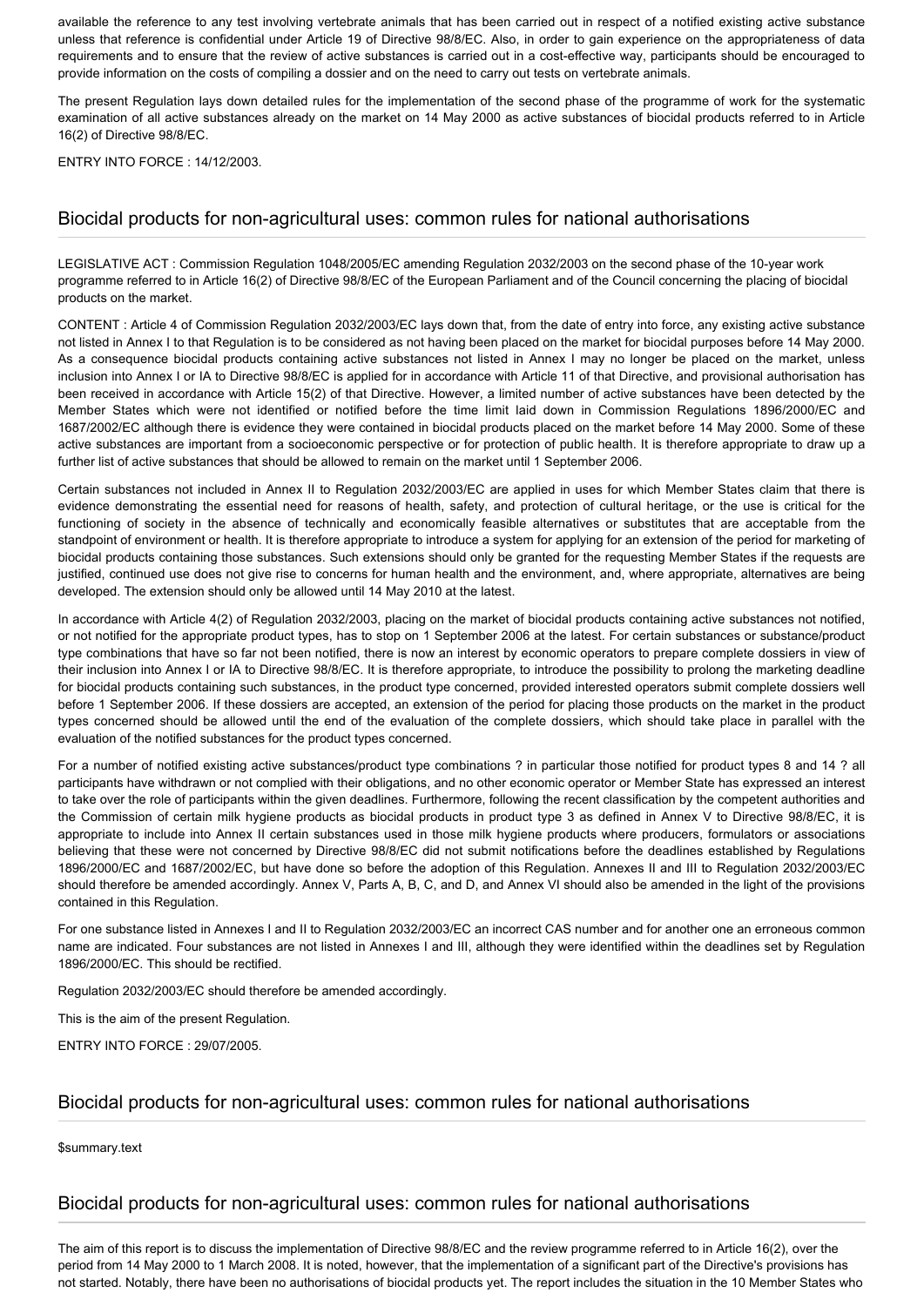available the reference to any test involving vertebrate animals that has been carried out in respect of a notified existing active substance unless that reference is confidential under Article 19 of Directive 98/8/EC. Also, in order to gain experience on the appropriateness of data requirements and to ensure that the review of active substances is carried out in a cost-effective way, participants should be encouraged to provide information on the costs of compiling a dossier and on the need to carry out tests on vertebrate animals.

The present Regulation lays down detailed rules for the implementation of the second phase of the programme of work for the systematic examination of all active substances already on the market on 14 May 2000 as active substances of biocidal products referred to in Article 16(2) of Directive 98/8/EC.

ENTRY INTO FORCE : 14/12/2003.

## Biocidal products for non-agricultural uses: common rules for national authorisations

LEGISLATIVE ACT : Commission Regulation 1048/2005/EC amending Regulation 2032/2003 on the second phase of the 10-year work programme referred to in Article 16(2) of Directive 98/8/EC of the European Parliament and of the Council concerning the placing of biocidal products on the market.

CONTENT : Article 4 of Commission Regulation 2032/2003/EC lays down that, from the date of entry into force, any existing active substance not listed in Annex I to that Regulation is to be considered as not having been placed on the market for biocidal purposes before 14 May 2000. As a consequence biocidal products containing active substances not listed in Annex I may no longer be placed on the market, unless inclusion into Annex I or IA to Directive 98/8/EC is applied for in accordance with Article 11 of that Directive, and provisional authorisation has been received in accordance with Article 15(2) of that Directive. However, a limited number of active substances have been detected by the Member States which were not identified or notified before the time limit laid down in Commission Regulations 1896/2000/EC and 1687/2002/EC although there is evidence they were contained in biocidal products placed on the market before 14 May 2000. Some of these active substances are important from a socioeconomic perspective or for protection of public health. It is therefore appropriate to draw up a further list of active substances that should be allowed to remain on the market until 1 September 2006.

Certain substances not included in Annex II to Regulation 2032/2003/EC are applied in uses for which Member States claim that there is evidence demonstrating the essential need for reasons of health, safety, and protection of cultural heritage, or the use is critical for the functioning of society in the absence of technically and economically feasible alternatives or substitutes that are acceptable from the standpoint of environment or health. It is therefore appropriate to introduce a system for applying for an extension of the period for marketing of biocidal products containing those substances. Such extensions should only be granted for the requesting Member States if the requests are justified, continued use does not give rise to concerns for human health and the environment, and, where appropriate, alternatives are being developed. The extension should only be allowed until 14 May 2010 at the latest.

In accordance with Article 4(2) of Regulation 2032/2003, placing on the market of biocidal products containing active substances not notified, or not notified for the appropriate product types, has to stop on 1 September 2006 at the latest. For certain substances or substance/product type combinations that have so far not been notified, there is now an interest by economic operators to prepare complete dossiers in view of their inclusion into Annex I or IA to Directive 98/8/EC. It is therefore appropriate, to introduce the possibility to prolong the marketing deadline for biocidal products containing such substances, in the product type concerned, provided interested operators submit complete dossiers well before 1 September 2006. If these dossiers are accepted, an extension of the period for placing those products on the market in the product types concerned should be allowed until the end of the evaluation of the complete dossiers, which should take place in parallel with the evaluation of the notified substances for the product types concerned.

For a number of notified existing active substances/product type combinations ? in particular those notified for product types 8 and 14 ? all participants have withdrawn or not complied with their obligations, and no other economic operator or Member State has expressed an interest to take over the role of participants within the given deadlines. Furthermore, following the recent classification by the competent authorities and the Commission of certain milk hygiene products as biocidal products in product type 3 as defined in Annex V to Directive 98/8/EC, it is appropriate to include into Annex II certain substances used in those milk hygiene products where producers, formulators or associations believing that these were not concerned by Directive 98/8/EC did not submit notifications before the deadlines established by Regulations 1896/2000/EC and 1687/2002/EC, but have done so before the adoption of this Regulation. Annexes II and III to Regulation 2032/2003/EC should therefore be amended accordingly. Annex V, Parts A, B, C, and D, and Annex VI should also be amended in the light of the provisions contained in this Regulation.

For one substance listed in Annexes I and II to Regulation 2032/2003/EC an incorrect CAS number and for another one an erroneous common name are indicated. Four substances are not listed in Annexes I and III, although they were identified within the deadlines set by Regulation 1896/2000/EC. This should be rectified.

Regulation 2032/2003/EC should therefore be amended accordingly.

This is the aim of the present Regulation.

ENTRY INTO FORCE : 29/07/2005.

## Biocidal products for non-agricultural uses: common rules for national authorisations

$summary.text

## Biocidal products for non-agricultural uses: common rules for national authorisations

The aim of this report is to discuss the implementation of Directive 98/8/EC and the review programme referred to in Article 16(2), over the period from 14 May 2000 to 1 March 2008. It is noted, however, that the implementation of a significant part of the Directive's provisions has not started. Notably, there have been no authorisations of biocidal products yet. The report includes the situation in the 10 Member States who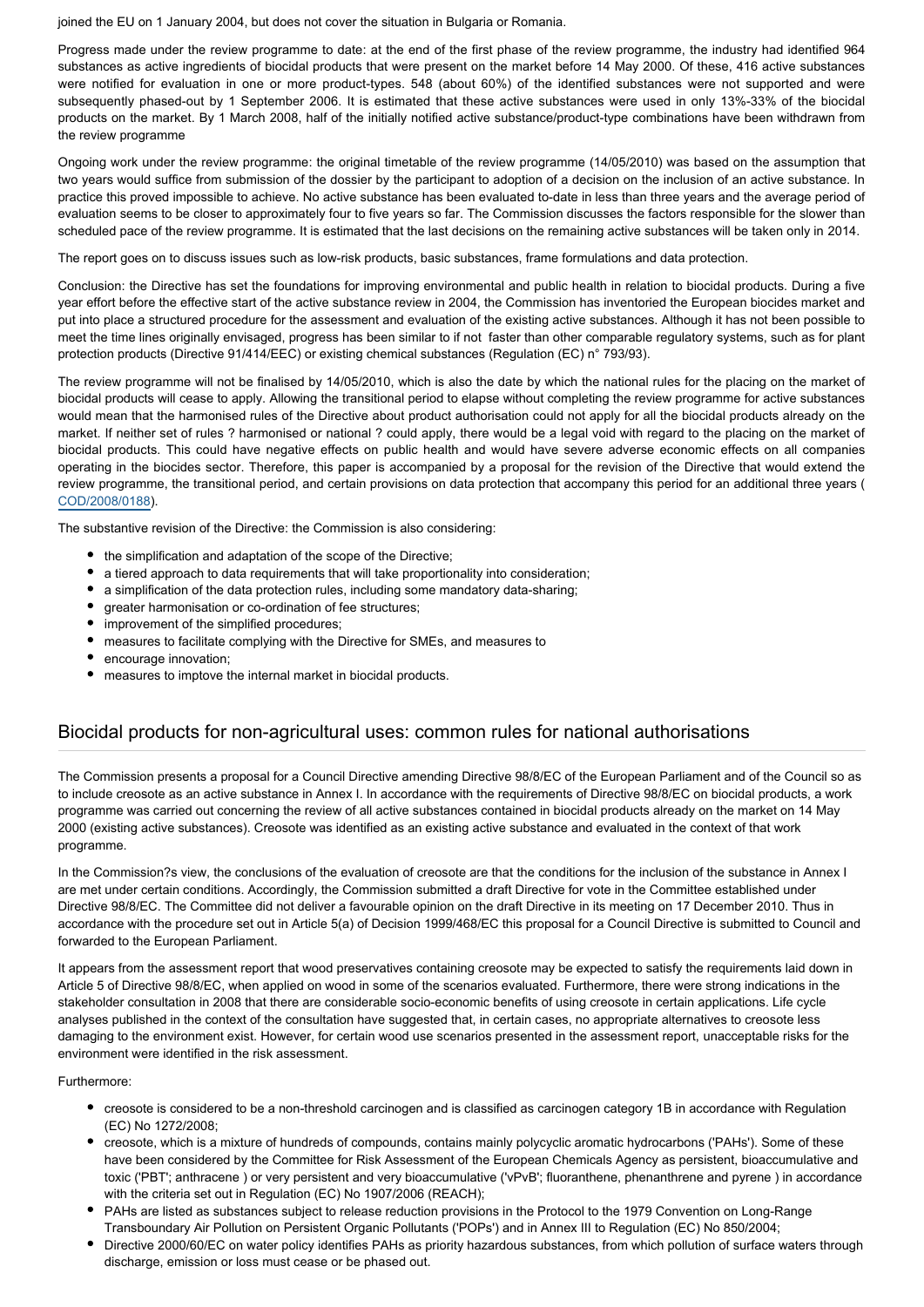joined the EU on 1 January 2004, but does not cover the situation in Bulgaria or Romania.

Progress made under the review programme to date: at the end of the first phase of the review programme, the industry had identified 964 substances as active ingredients of biocidal products that were present on the market before 14 May 2000. Of these, 416 active substances were notified for evaluation in one or more product-types. 548 (about 60%) of the identified substances were not supported and were subsequently phased-out by 1 September 2006. It is estimated that these active substances were used in only 13%-33% of the biocidal products on the market. By 1 March 2008, half of the initially notified active substance/product-type combinations have been withdrawn from the review programme

Ongoing work under the review programme: the original timetable of the review programme (14/05/2010) was based on the assumption that two years would suffice from submission of the dossier by the participant to adoption of a decision on the inclusion of an active substance. In practice this proved impossible to achieve. No active substance has been evaluated to-date in less than three years and the average period of evaluation seems to be closer to approximately four to five years so far. The Commission discusses the factors responsible for the slower than scheduled pace of the review programme. It is estimated that the last decisions on the remaining active substances will be taken only in 2014.

The report goes on to discuss issues such as low-risk products, basic substances, frame formulations and data protection.

Conclusion: the Directive has set the foundations for improving environmental and public health in relation to biocidal products. During a five year effort before the effective start of the active substance review in 2004, the Commission has inventoried the European biocides market and put into place a structured procedure for the assessment and evaluation of the existing active substances. Although it has not been possible to meet the time lines originally envisaged, progress has been similar to if not faster than other comparable regulatory systems, such as for plant protection products (Directive 91/414/EEC) or existing chemical substances (Regulation (EC) n° 793/93).

The review programme will not be finalised by 14/05/2010, which is also the date by which the national rules for the placing on the market of biocidal products will cease to apply. Allowing the transitional period to elapse without completing the review programme for active substances would mean that the harmonised rules of the Directive about product authorisation could not apply for all the biocidal products already on the market. If neither set of rules ? harmonised or national ? could apply, there would be a legal void with regard to the placing on the market of biocidal products. This could have negative effects on public health and would have severe adverse economic effects on all companies operating in the biocides sector. Therefore, this paper is accompanied by a proposal for the revision of the Directive that would extend the review programme, the transitional period, and certain provisions on data protection that accompany this period for an additional three years ( COD/2008/0188).

The substantive revision of the Directive: the Commission is also considering:

- the simplification and adaptation of the scope of the Directive;
- a tiered approach to data requirements that will take proportionality into consideration;
- a simplification of the data protection rules, including some mandatory data-sharing;
- greater harmonisation or co-ordination of fee structures;
- improvement of the simplified procedures;
- measures to facilitate complying with the Directive for SMEs, and measures to
- encourage innovation;
- measures to imptove the internal market in biocidal products.

## Biocidal products for non-agricultural uses: common rules for national authorisations

The Commission presents a proposal for a Council Directive amending Directive 98/8/EC of the European Parliament and of the Council so as to include creosote as an active substance in Annex I. In accordance with the requirements of Directive 98/8/EC on biocidal products, a work programme was carried out concerning the review of all active substances contained in biocidal products already on the market on 14 May 2000 (existing active substances). Creosote was identified as an existing active substance and evaluated in the context of that work programme.

In the Commission?s view, the conclusions of the evaluation of creosote are that the conditions for the inclusion of the substance in Annex I are met under certain conditions. Accordingly, the Commission submitted a draft Directive for vote in the Committee established under Directive 98/8/EC. The Committee did not deliver a favourable opinion on the draft Directive in its meeting on 17 December 2010. Thus in accordance with the procedure set out in Article 5(a) of Decision 1999/468/EC this proposal for a Council Directive is submitted to Council and forwarded to the European Parliament.

It appears from the assessment report that wood preservatives containing creosote may be expected to satisfy the requirements laid down in Article 5 of Directive 98/8/EC, when applied on wood in some of the scenarios evaluated. Furthermore, there were strong indications in the stakeholder consultation in 2008 that there are considerable socio-economic benefits of using creosote in certain applications. Life cycle analyses published in the context of the consultation have suggested that, in certain cases, no appropriate alternatives to creosote less damaging to the environment exist. However, for certain wood use scenarios presented in the assessment report, unacceptable risks for the environment were identified in the risk assessment.

Furthermore:

- creosote is considered to be a non-threshold carcinogen and is classified as carcinogen category 1B in accordance with Regulation (EC) No 1272/2008;
- creosote, which is a mixture of hundreds of compounds, contains mainly polycyclic aromatic hydrocarbons ('PAHs'). Some of these have been considered by the Committee for Risk Assessment of the European Chemicals Agency as persistent, bioaccumulative and toxic ('PBT'; anthracene ) or very persistent and very bioaccumulative ('vPvB'; fluoranthene, phenanthrene and pyrene ) in accordance with the criteria set out in Regulation (EC) No 1907/2006 (REACH);
- PAHs are listed as substances subject to release reduction provisions in the Protocol to the 1979 Convention on Long-Range Transboundary Air Pollution on Persistent Organic Pollutants ('POPs') and in Annex III to Regulation (EC) No 850/2004;
- Directive 2000/60/EC on water policy identifies PAHs as priority hazardous substances, from which pollution of surface waters through discharge, emission or loss must cease or be phased out.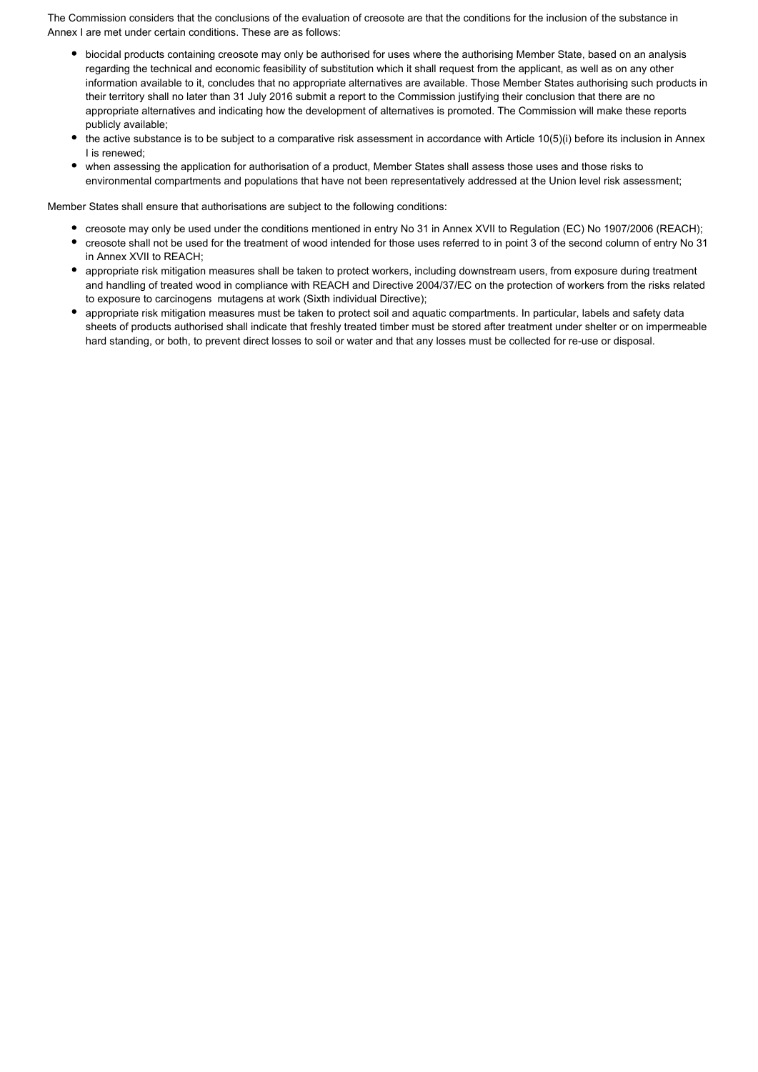The Commission considers that the conclusions of the evaluation of creosote are that the conditions for the inclusion of the substance in Annex I are met under certain conditions. These are as follows:

- biocidal products containing creosote may only be authorised for uses where the authorising Member State, based on an analysis regarding the technical and economic feasibility of substitution which it shall request from the applicant, as well as on any other information available to it, concludes that no appropriate alternatives are available. Those Member States authorising such products in their territory shall no later than 31 July 2016 submit a report to the Commission justifying their conclusion that there are no appropriate alternatives and indicating how the development of alternatives is promoted. The Commission will make these reports publicly available;
- the active substance is to be subject to a comparative risk assessment in accordance with Article 10(5)(i) before its inclusion in Annex I is renewed;
- when assessing the application for authorisation of a product, Member States shall assess those uses and those risks to environmental compartments and populations that have not been representatively addressed at the Union level risk assessment;

Member States shall ensure that authorisations are subject to the following conditions:

- creosote may only be used under the conditions mentioned in entry No 31 in Annex XVII to Regulation (EC) No 1907/2006 (REACH);
- creosote shall not be used for the treatment of wood intended for those uses referred to in point 3 of the second column of entry No 31 in Annex XVII to REACH;
- appropriate risk mitigation measures shall be taken to protect workers, including downstream users, from exposure during treatment and handling of treated wood in compliance with REACH and Directive 2004/37/EC on the protection of workers from the risks related to exposure to carcinogens mutagens at work (Sixth individual Directive);
- appropriate risk mitigation measures must be taken to protect soil and aquatic compartments. In particular, labels and safety data sheets of products authorised shall indicate that freshly treated timber must be stored after treatment under shelter or on impermeable hard standing, or both, to prevent direct losses to soil or water and that any losses must be collected for re-use or disposal.